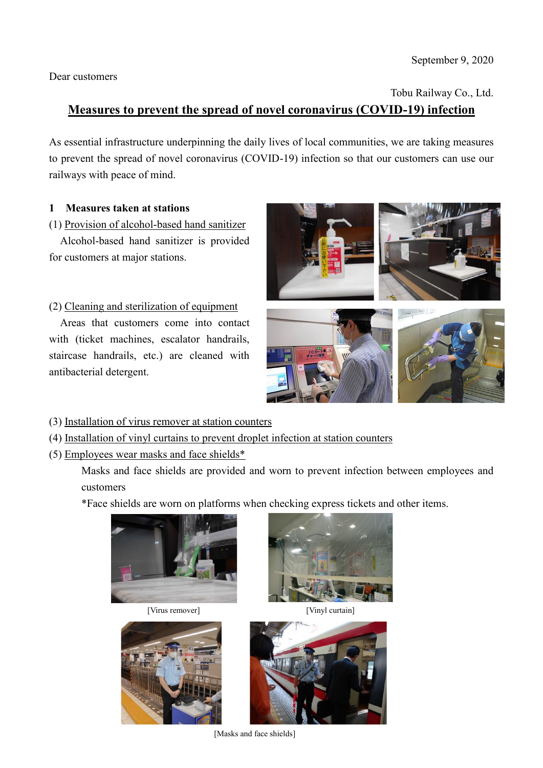September 9, 2020

Dear customers

Tobu Railway Co., Ltd.

# Measures to prevent the spread of novel coronavirus (COVID-19) infection

As essential infrastructure underpinning the daily lives of local communities, we are taking measures to prevent the spread of novel coronavirus (COVID-19) infection so that our customers can use our railways with peace of mind.

## 1 Measures taken at stations

(1) Provision of alcohol-based hand sanitizer

Alcohol-based hand sanitizer is provided for customers at major stations.

(2) Cleaning and sterilization of equipment

Areas that customers come into contact with (ticket machines, escalator handrails, staircase handrails, etc.) are cleaned with antibacterial detergent.

(3) Installation of virus remover at station counters

(4) Installation of vinyl curtains to prevent droplet infection at station counters

(5) Employees wear masks and face shields*

Masks and face shields are provided and worn to prevent infection between employees and customers

*Face shields are worn on platforms when checking express tickets and other items.

[Virus remover]

[Vinyl curtain]

[Masks and face shields]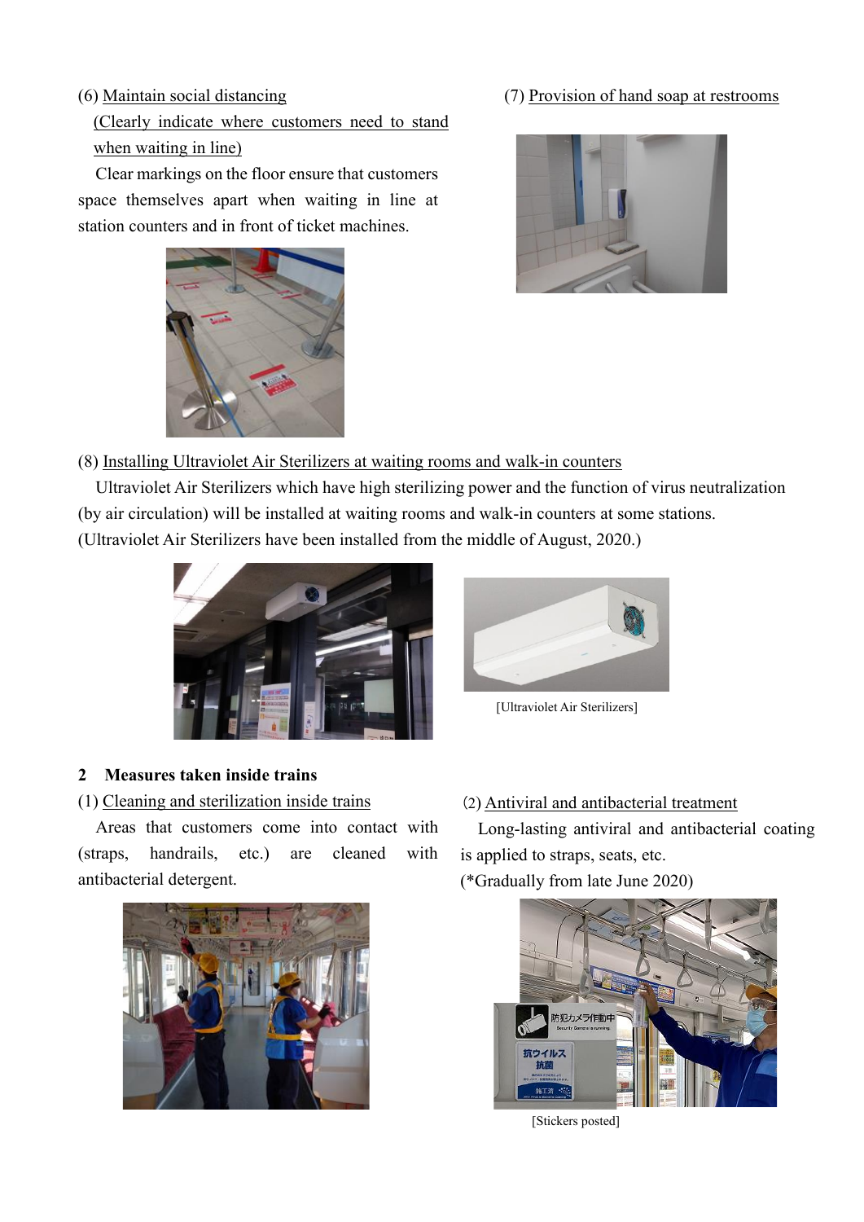(6) Maintain social distancing

(Clearly indicate where customers need to stand when waiting in line)

Clear markings on the floor ensure that customers space themselves apart when waiting in line at station counters and in front of ticket machines.

(7) Provision of hand soap at restrooms

(8) Installing Ultraviolet Air Sterilizers at waiting rooms and walk-in counters

Ultraviolet Air Sterilizers which have high sterilizing power and the function of virus neutralization (by air circulation) will be installed at waiting rooms and walk-in counters at some stations. (Ultraviolet Air Sterilizers have been installed from the middle of August, 2020.)

[Ultraviolet Air Sterilizers]

## 2 Measures taken inside trains

(1) Cleaning and sterilization inside trains

Areas that customers come into contact with (straps, handrails, etc.) are cleaned with antibacterial detergent.

(2) Antiviral and antibacterial treatment

Long-lasting antiviral and antibacterial coating is applied to straps, seats, etc.

(*Gradually from late June 2020)

[Stickers posted]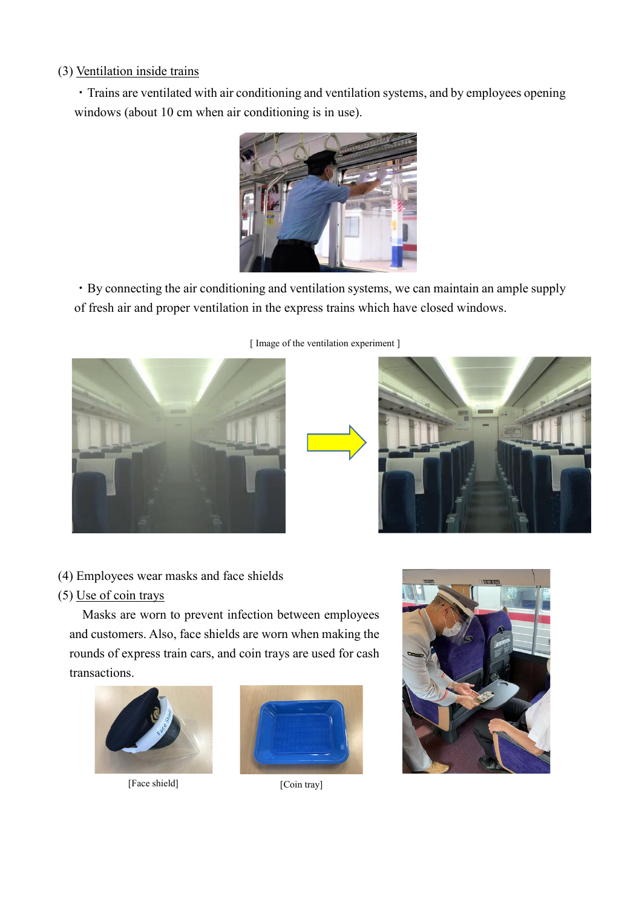(3) Ventilation inside trains

・Trains are ventilated with air conditioning and ventilation systems, and by employees opening windows (about 10 cm when air conditioning is in use).

・By connecting the air conditioning and ventilation systems, we can maintain an ample supply of fresh air and proper ventilation in the express trains which have closed windows.

[ Image of the ventilation experiment ]

(4) Employees wear masks and face shields

(5) Use of coin trays

Masks are worn to prevent infection between employees and customers. Also, face shields are worn when making the rounds of express train cars, and coin trays are used for cash transactions.

[Face shield]

[Coin tray]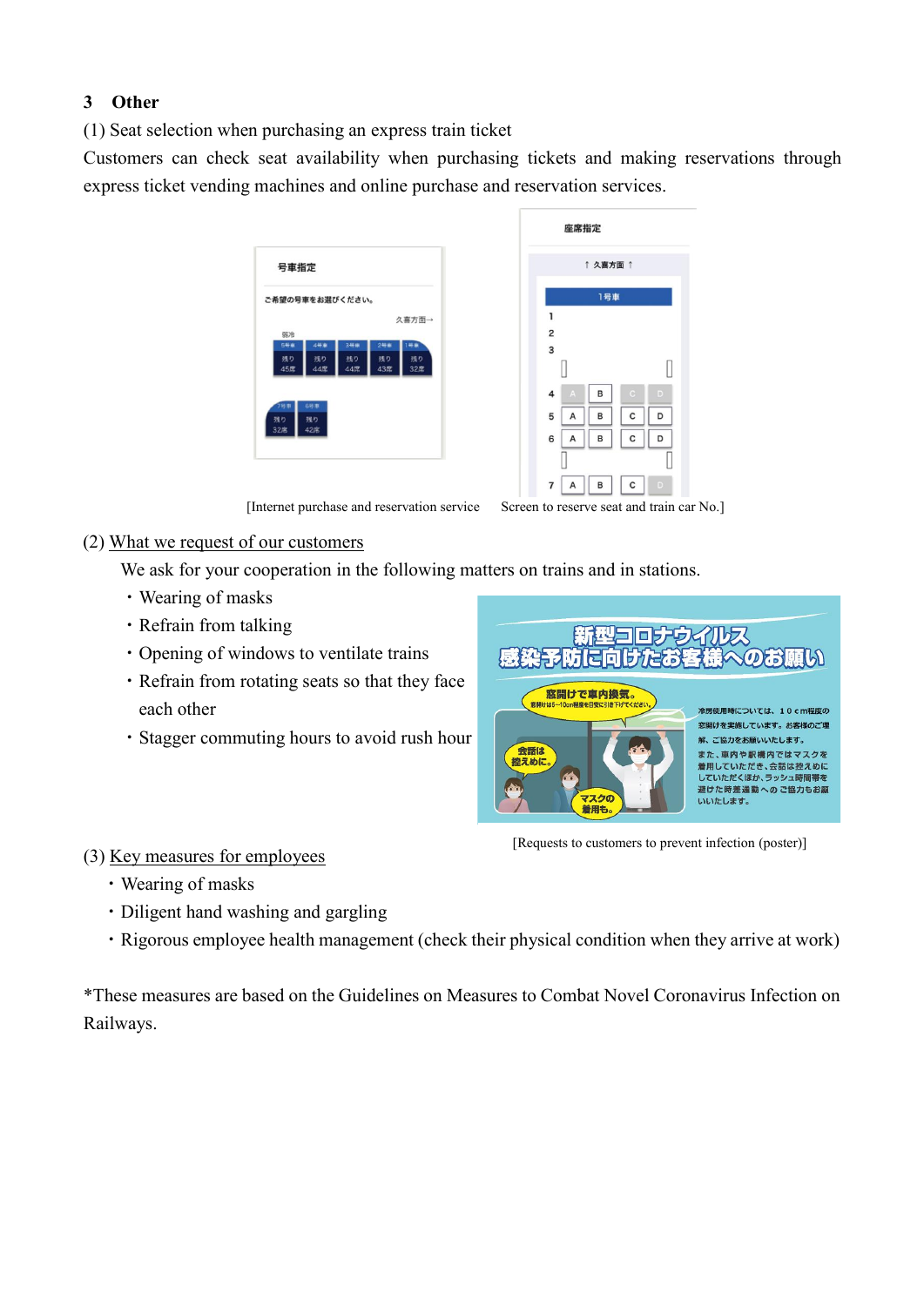## 3 Other

(1) Seat selection when purchasing an express train ticket

Customers can check seat availability when purchasing tickets and making reservations through express ticket vending machines and online purchase and reservation services.

[Internet purchase and reservation service Screen to reserve seat and train car No.]

(2) What we request of our customers

We ask for your cooperation in the following matters on trains and in stations.

- Wearing of masks
- Refrain from talking
- Opening of windows to ventilate trains
- Refrain from rotating seats so that they face each other
- Stagger commuting hours to avoid rush hour

[Requests to customers to prevent infection (poster)]

(3) Key measures for employees

- Wearing of masks
- Diligent hand washing and gargling
- Rigorous employee health management (check their physical condition when they arrive at work)

*These measures are based on the Guidelines on Measures to Combat Novel Coronavirus Infection on Railways.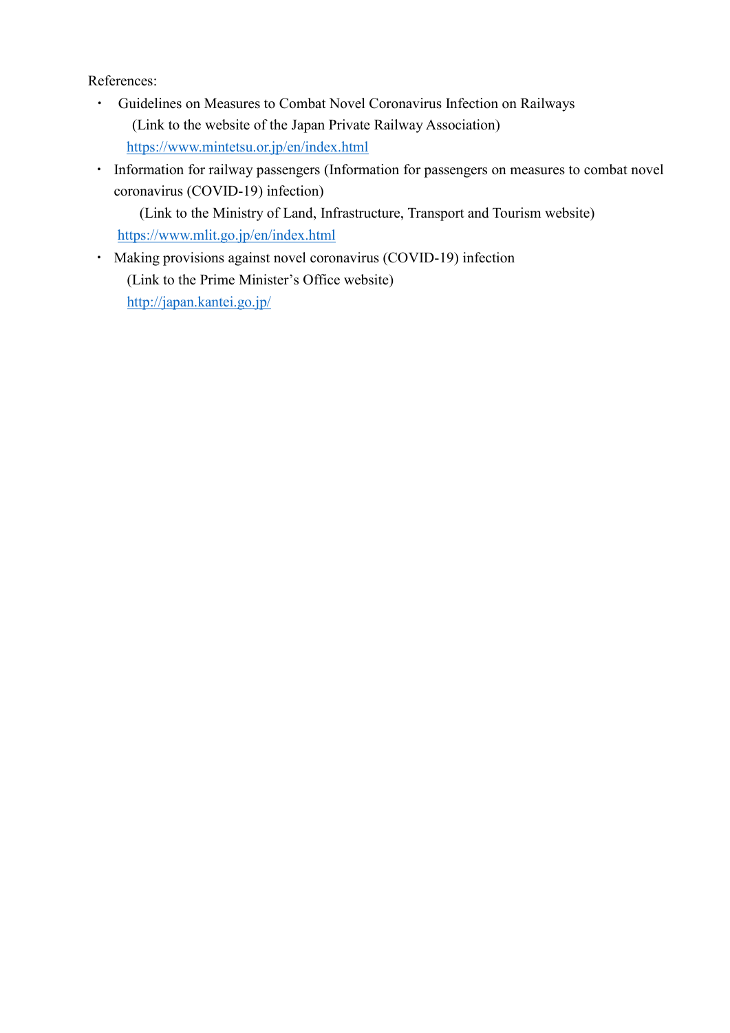References:

- Guidelines on Measures to Combat Novel Coronavirus Infection on Railways
  (Link to the website of the Japan Private Railway Association)
  https://www.mintetsu.or.jp/en/index.html
- Information for railway passengers (Information for passengers on measures to combat novel coronavirus (COVID-19) infection)
  (Link to the Ministry of Land, Infrastructure, Transport and Tourism website)
  https://www.mlit.go.jp/en/index.html
- Making provisions against novel coronavirus (COVID-19) infection
  (Link to the Prime Minister's Office website)
  http://japan.kantei.go.jp/